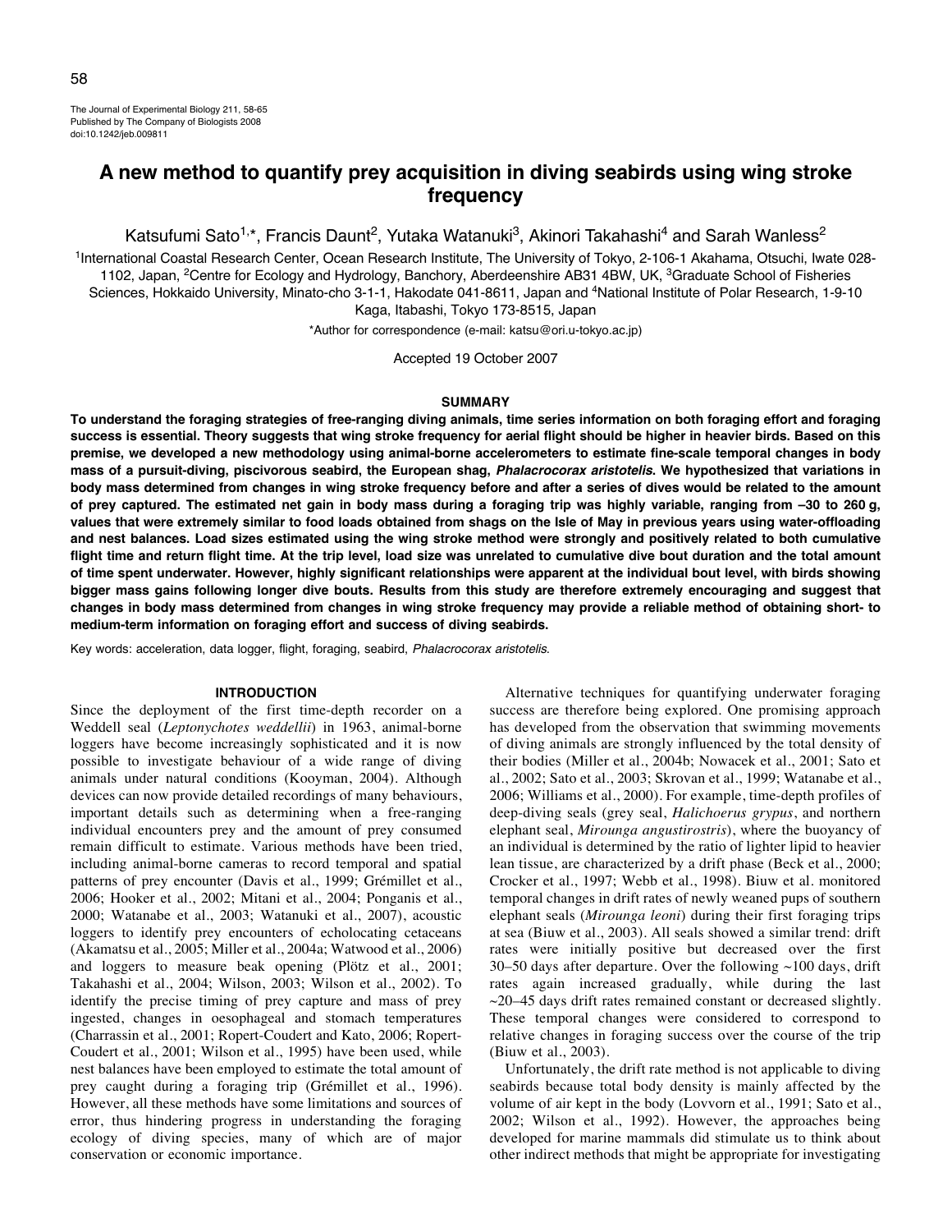# A new method to quantify prey acquisition in diving seabirds using wing stroke frequency

Katsufumi Sato[1,*], Francis Daunt[2], Yutaka Watanuki[3], Akinori Takahashi[4] and Sarah Wanless[2]

[1]International Coastal Research Center, Ocean Research Institute, The University of Tokyo, 2-106-1 Akahama, Otsuchi, Iwate 028-1102, Japan, [2]Centre for Ecology and Hydrology, Banchory, Aberdeenshire AB31 4BW, UK, [3]Graduate School of Fisheries Sciences, Hokkaido University, Minato-cho 3-1-1, Hakodate 041-8611, Japan and [4]National Institute of Polar Research, 1-9-10 Kaga, Itabashi, Tokyo 173-8515, Japan

*Author for correspondence (e-mail: katsu@ori.u-tokyo.ac.jp)

Accepted 19 October 2007

## SUMMARY

**To understand the foraging strategies of free-ranging diving animals, time series information on both foraging effort and foraging success is essential. Theory suggests that wing stroke frequency for aerial flight should be higher in heavier birds. Based on this premise, we developed a new methodology using animal-borne accelerometers to estimate fine-scale temporal changes in body mass of a pursuit-diving, piscivorous seabird, the European shag, *Phalacrocorax aristotelis.* We hypothesized that variations in body mass determined from changes in wing stroke frequency before and after a series of dives would be related to the amount of prey captured. The estimated net gain in body mass during a foraging trip was highly variable, ranging from –30 to 260 g, values that were extremely similar to food loads obtained from shags on the Isle of May in previous years using water-offloading and nest balances. Load sizes estimated using the wing stroke method were strongly and positively related to both cumulative flight time and return flight time. At the trip level, load size was unrelated to cumulative dive bout duration and the total amount of time spent underwater. However, highly significant relationships were apparent at the individual bout level, with birds showing bigger mass gains following longer dive bouts. Results from this study are therefore extremely encouraging and suggest that changes in body mass determined from changes in wing stroke frequency may provide a reliable method of obtaining short- to medium-term information on foraging effort and success of diving seabirds.**

Key words: acceleration, data logger, flight, foraging, seabird, *Phalacrocorax aristotelis*.

## INTRODUCTION

Since the deployment of the first time-depth recorder on a Weddell seal (*Leptonychotes weddellii*) in 1963, animal-borne loggers have become increasingly sophisticated and it is now possible to investigate behaviour of a wide range of diving animals under natural conditions (Kooyman, 2004). Although devices can now provide detailed recordings of many behaviours, important details such as determining when a free-ranging individual encounters prey and the amount of prey consumed remain difficult to estimate. Various methods have been tried, including animal-borne cameras to record temporal and spatial patterns of prey encounter (Davis et al., 1999; Grémillet et al., 2006; Hooker et al., 2002; Mitani et al., 2004; Ponganis et al., 2000; Watanabe et al., 2003; Watanuki et al., 2007), acoustic loggers to identify prey encounters of echolocating cetaceans (Akamatsu et al., 2005; Miller et al., 2004a; Watwood et al., 2006) and loggers to measure beak opening (Plötz et al., 2001; Takahashi et al., 2004; Wilson, 2003; Wilson et al., 2002). To identify the precise timing of prey capture and mass of prey ingested, changes in oesophageal and stomach temperatures (Charrassin et al., 2001; Ropert-Coudert and Kato, 2006; Ropert-Coudert et al., 2001; Wilson et al., 1995) have been used, while nest balances have been employed to estimate the total amount of prey caught during a foraging trip (Grémillet et al., 1996). However, all these methods have some limitations and sources of error, thus hindering progress in understanding the foraging ecology of diving species, many of which are of major conservation or economic importance.

Alternative techniques for quantifying underwater foraging success are therefore being explored. One promising approach has developed from the observation that swimming movements of diving animals are strongly influenced by the total density of their bodies (Miller et al., 2004b; Nowacek et al., 2001; Sato et al., 2002; Sato et al., 2003; Skrovan et al., 1999; Watanabe et al., 2006; Williams et al., 2000). For example, time-depth profiles of deep-diving seals (grey seal, *Halichoerus grypus*, and northern elephant seal, *Mirounga angustirostris*), where the buoyancy of an individual is determined by the ratio of lighter lipid to heavier lean tissue, are characterized by a drift phase (Beck et al., 2000; Crocker et al., 1997; Webb et al., 1998). Biuw et al. monitored temporal changes in drift rates of newly weaned pups of southern elephant seals (*Mirounga leoni*) during their first foraging trips at sea (Biuw et al., 2003). All seals showed a similar trend: drift rates were initially positive but decreased over the first 30–50 days after departure. Over the following ~100 days, drift rates again increased gradually, while during the last ~20–45 days drift rates remained constant or decreased slightly. These temporal changes were considered to correspond to relative changes in foraging success over the course of the trip (Biuw et al., 2003).

Unfortunately, the drift rate method is not applicable to diving seabirds because total body density is mainly affected by the volume of air kept in the body (Lovvorn et al., 1991; Sato et al., 2002; Wilson et al., 1992). However, the approaches being developed for marine mammals did stimulate us to think about other indirect methods that might be appropriate for investigating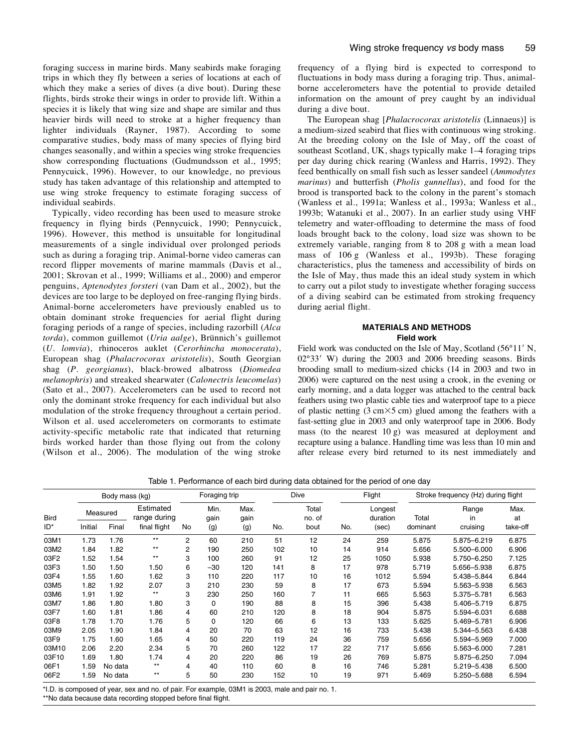foraging success in marine birds. Many seabirds make foraging trips in which they fly between a series of locations at each of which they make a series of dives (a dive bout). During these flights, birds stroke their wings in order to provide lift. Within a species it is likely that wing size and shape are similar and thus heavier birds will need to stroke at a higher frequency than lighter individuals (Rayner, 1987). According to some comparative studies, body mass of many species of flying bird changes seasonally, and within a species wing stroke frequencies show corresponding fluctuations (Gudmundsson et al., 1995; Pennycuick, 1996). However, to our knowledge, no previous study has taken advantage of this relationship and attempted to use wing stroke frequency to estimate foraging success of individual seabirds.

Typically, video recording has been used to measure stroke frequency in flying birds (Pennycuick, 1990; Pennycuick, 1996). However, this method is unsuitable for longitudinal measurements of a single individual over prolonged periods such as during a foraging trip. Animal-borne video cameras can record flipper movements of marine mammals (Davis et al., 2001; Skrovan et al., 1999; Williams et al., 2000) and emperor penguins, *Aptenodytes forsteri* (van Dam et al., 2002), but the devices are too large to be deployed on free-ranging flying birds. Animal-borne accelerometers have previously enabled us to obtain dominant stroke frequencies for aerial flight during foraging periods of a range of species, including razorbill (*Alca torda*), common guillemot (*Uria aalge*), Brünnich's guillemot (*U. lomvia*), rhinoceros auklet (*Cerorhincha monocerata*), European shag (*Phalacrocorax aristotelis*), South Georgian shag (*P. georgianus*), black-browed albatross (*Diomedea melanophris*) and streaked shearwater (*Calonectris leucomelas*) (Sato et al., 2007). Accelerometers can be used to record not only the dominant stroke frequency for each individual but also modulation of the stroke frequency throughout a certain period. Wilson et al. used accelerometers on cormorants to estimate activity-specific metabolic rate that indicated that returning birds worked harder than those flying out from the colony (Wilson et al., 2006). The modulation of the wing stroke frequency of a flying bird is expected to correspond to fluctuations in body mass during a foraging trip. Thus, animal-borne accelerometers have the potential to provide detailed information on the amount of prey caught by an individual during a dive bout.

The European shag [*Phalacrocorax aristotelis* (Linnaeus)] is a medium-sized seabird that flies with continuous wing stroking. At the breeding colony on the Isle of May, off the coast of southeast Scotland, UK, shags typically make 1–4 foraging trips per day during chick rearing (Wanless and Harris, 1992). They feed benthically on small fish such as lesser sandeel (*Ammodytes marinus*) and butterfish (*Pholis gunnellus*), and food for the brood is transported back to the colony in the parent's stomach (Wanless et al., 1991a; Wanless et al., 1993a; Wanless et al., 1993b; Watanuki et al., 2007). In an earlier study using VHF telemetry and water-offloading to determine the mass of food loads brought back to the colony, load size was shown to be extremely variable, ranging from 8 to 208 g with a mean load mass of 106 g (Wanless et al., 1993b). These foraging characteristics, plus the tameness and accessibility of birds on the Isle of May, thus made this an ideal study system in which to carry out a pilot study to investigate whether foraging success of a diving seabird can be estimated from stroking frequency during aerial flight.

## MATERIALS AND METHODS

### Field work

Field work was conducted on the Isle of May, Scotland (56°11′ N, 02°33′ W) during the 2003 and 2006 breeding seasons. Birds brooding small to medium-sized chicks (14 in 2003 and two in 2006) were captured on the nest using a crook, in the evening or early morning, and a data logger was attached to the central back feathers using two plastic cable ties and waterproof tape to a piece of plastic netting (3 cm×5 cm) glued among the feathers with a fast-setting glue in 2003 and only waterproof tape in 2006. Body mass (to the nearest 10 g) was measured at deployment and recapture using a balance. Handling time was less than 10 min and after release every bird returned to its nest immediately and

Table 1. Performance of each bird during data obtained for the period of one day

| Bird ID* | Body mass (kg) | | | Foraging trip | | | Dive | | Flight | | Stroke frequency (Hz) during flight | | |
|---|---|---|---|---|---|---|---|---|---|---|---|---|---|
| | Measured | | Estimated range during final flight | No | Min. gain (g) | Max. gain (g) | No. | Total no. of bout | No. | Longest duration (sec) | Total dominant | Range in cruising | Max. at take-off |
| | Initial | Final | | | | | | | | | | | |
| 03M1 | 1.73 | 1.76 | ** | 2 | 60 | 210 | 51 | 12 | 24 | 259 | 5.875 | 5.875–6.219 | 6.875 |
| 03M2 | 1.84 | 1.82 | ** | 2 | 190 | 250 | 102 | 10 | 14 | 914 | 5.656 | 5.500–6.000 | 6.906 |
| 03F2 | 1.52 | 1.54 | ** | 3 | 100 | 260 | 91 | 12 | 25 | 1050 | 5.938 | 5.750–6.250 | 7.125 |
| 03F3 | 1.50 | 1.50 | 1.50 | 6 | –30 | 120 | 141 | 8 | 17 | 978 | 5.719 | 5.656–5.938 | 6.875 |
| 03F4 | 1.55 | 1.60 | 1.62 | 3 | 110 | 220 | 117 | 10 | 16 | 1012 | 5.594 | 5.438–5.844 | 6.844 |
| 03M5 | 1.82 | 1.92 | 2.07 | 3 | 210 | 230 | 59 | 8 | 17 | 673 | 5.594 | 5.563–5.938 | 6.563 |
| 03M6 | 1.91 | 1.92 | ** | 3 | 230 | 250 | 160 | 7 | 11 | 665 | 5.563 | 5.375–5.781 | 6.563 |
| 03M7 | 1.86 | 1.80 | 1.80 | 3 | 0 | 190 | 88 | 8 | 15 | 396 | 5.438 | 5.406–5.719 | 6.875 |
| 03F7 | 1.60 | 1.81 | 1.86 | 4 | 60 | 210 | 120 | 8 | 18 | 904 | 5.875 | 5.594–6.031 | 6.688 |
| 03F8 | 1.78 | 1.70 | 1.76 | 5 | 0 | 120 | 66 | 6 | 13 | 133 | 5.625 | 5.469–5.781 | 6.906 |
| 03M9 | 2.05 | 1.90 | 1.84 | 4 | 20 | 70 | 63 | 12 | 16 | 733 | 5.438 | 5.344–5.563 | 6.438 |
| 03F9 | 1.75 | 1.60 | 1.65 | 4 | 50 | 220 | 119 | 24 | 36 | 759 | 5.656 | 5.594–5.969 | 7.000 |
| 03M10 | 2.06 | 2.20 | 2.34 | 5 | 70 | 260 | 122 | 17 | 22 | 717 | 5.656 | 5.563–6.000 | 7.281 |
| 03F10 | 1.69 | 1.80 | 1.74 | 4 | 20 | 220 | 86 | 19 | 26 | 769 | 5.875 | 5.875–6.250 | 7.094 |
| 06F1 | 1.59 | No data | ** | 4 | 40 | 110 | 60 | 8 | 16 | 746 | 5.281 | 5.219–5.438 | 6.500 |
| 06F2 | 1.59 | No data | ** | 5 | 50 | 230 | 152 | 10 | 19 | 971 | 5.469 | 5.250–5.688 | 6.594 |

*I.D. is composed of year, sex and no. of pair. For example, 03M1 is 2003, male and pair no. 1.

**No data because data recording stopped before final flight.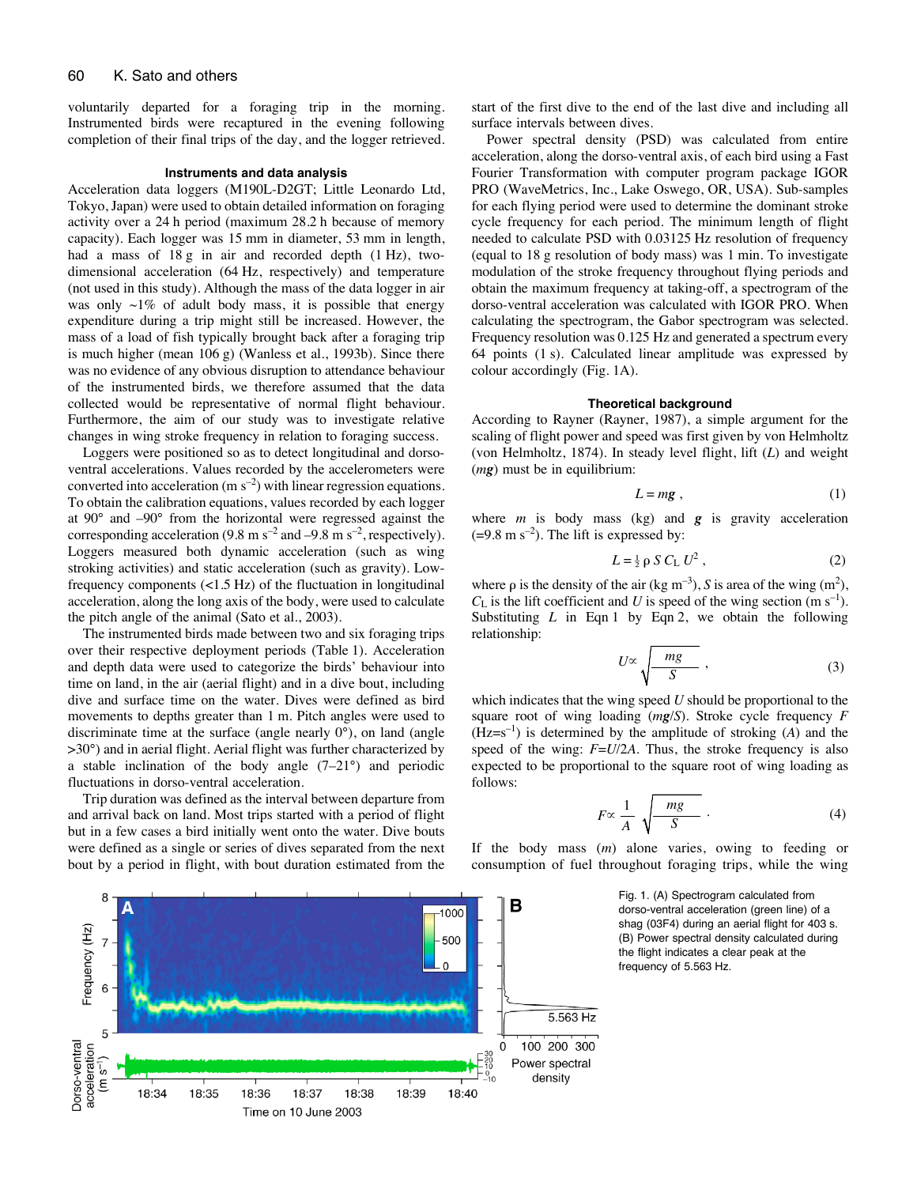voluntarily departed for a foraging trip in the morning. Instrumented birds were recaptured in the evening following completion of their final trips of the day, and the logger retrieved.

### Instruments and data analysis

Acceleration data loggers (M190L-D2GT; Little Leonardo Ltd, Tokyo, Japan) were used to obtain detailed information on foraging activity over a 24 h period (maximum 28.2 h because of memory capacity). Each logger was 15 mm in diameter, 53 mm in length, had a mass of 18 g in air and recorded depth (1 Hz), two-dimensional acceleration (64 Hz, respectively) and temperature (not used in this study). Although the mass of the data logger in air was only ~1% of adult body mass, it is possible that energy expenditure during a trip might still be increased. However, the mass of a load of fish typically brought back after a foraging trip is much higher (mean 106 g) (Wanless et al., 1993b). Since there was no evidence of any obvious disruption to attendance behaviour of the instrumented birds, we therefore assumed that the data collected would be representative of normal flight behaviour. Furthermore, the aim of our study was to investigate relative changes in wing stroke frequency in relation to foraging success.

Loggers were positioned so as to detect longitudinal and dorso-ventral accelerations. Values recorded by the accelerometers were converted into acceleration ($m\ s^{-2}$) with linear regression equations. To obtain the calibration equations, values recorded by each logger at 90° and –90° from the horizontal were regressed against the corresponding acceleration ($9.8\ m\ s^{-2}$ and $-9.8\ m\ s^{-2}$, respectively). Loggers measured both dynamic acceleration (such as wing stroking activities) and static acceleration (such as gravity). Low-frequency components (<1.5 Hz) of the fluctuation in longitudinal acceleration, along the long axis of the body, were used to calculate the pitch angle of the animal (Sato et al., 2003).

The instrumented birds made between two and six foraging trips over their respective deployment periods (Table 1). Acceleration and depth data were used to categorize the birds' behaviour into time on land, in the air (aerial flight) and in a dive bout, including dive and surface time on the water. Dives were defined as bird movements to depths greater than 1 m. Pitch angles were used to discriminate time at the surface (angle nearly 0°), on land (angle >30°) and in aerial flight. Aerial flight was further characterized by a stable inclination of the body angle (7–21°) and periodic fluctuations in dorso-ventral acceleration.

Trip duration was defined as the interval between departure from and arrival back on land. Most trips started with a period of flight but in a few cases a bird initially went onto the water. Dive bouts were defined as a single or series of dives separated from the next bout by a period in flight, with bout duration estimated from the start of the first dive to the end of the last dive and including all surface intervals between dives.

Power spectral density (PSD) was calculated from entire acceleration, along the dorso-ventral axis, of each bird using a Fast Fourier Transformation with computer program package IGOR PRO (WaveMetrics, Inc., Lake Oswego, OR, USA). Sub-samples for each flying period were used to determine the dominant stroke cycle frequency for each period. The minimum length of flight needed to calculate PSD with 0.03125 Hz resolution of frequency (equal to 18 g resolution of body mass) was 1 min. To investigate modulation of the stroke frequency throughout flying periods and obtain the maximum frequency at taking-off, a spectrogram of the dorso-ventral acceleration was calculated with IGOR PRO. When calculating the spectrogram, the Gabor spectrogram was selected. Frequency resolution was 0.125 Hz and generated a spectrum every 64 points (1 s). Calculated linear amplitude was expressed by colour accordingly (Fig. 1A).

### Theoretical background

According to Rayner (Rayner, 1987), a simple argument for the scaling of flight power and speed was first given by von Helmholtz (von Helmholtz, 1874). In steady level flight, lift ($L$) and weight ($m\mathbf{g}$) must be in equilibrium:

$$L = m\mathbf{g}\ , \tag{1}$$

where $m$ is body mass (kg) and $\mathbf{g}$ is gravity acceleration ($=9.8\ m\ s^{-2}$). The lift is expressed by:

$$L = \tfrac{1}{2}\ \rho\ S\ C_L\ U^2\ , \tag{2}$$

where $\rho$ is the density of the air ($kg\ m^{-3}$), $S$ is area of the wing ($m^2$), $C_L$ is the lift coefficient and $U$ is speed of the wing section ($m\ s^{-1}$). Substituting $L$ in Eqn 1 by Eqn 2, we obtain the following relationship:

$$U \propto \sqrt{\frac{m\mathbf{g}}{S}}\ , \tag{3}$$

which indicates that the wing speed $U$ should be proportional to the square root of wing loading ($m\mathbf{g}/S$). Stroke cycle frequency $F$ ($Hz=s^{-1}$) is determined by the amplitude of stroking ($A$) and the speed of the wing: $F=U/2A$. Thus, the stroke frequency is also expected to be proportional to the square root of wing loading as follows:

$$F \propto \frac{1}{A}\sqrt{\frac{m\mathbf{g}}{S}}\ . \tag{4}$$

If the body mass ($m$) alone varies, owing to feeding or consumption of fuel throughout foraging trips, while the wing

Fig. 1. (A) Spectrogram calculated from dorso-ventral acceleration (green line) of a shag (03F4) during an aerial flight for 403 s. (B) Power spectral density calculated during the flight indicates a clear peak at the frequency of 5.563 Hz.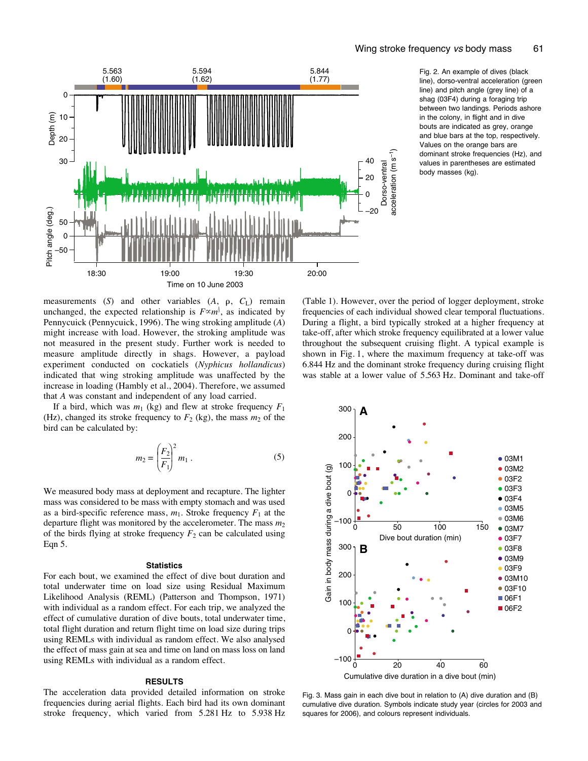Fig. 2. An example of dives (black line), dorso-ventral acceleration (green line) and pitch angle (grey line) of a shag (03F4) during a foraging trip between two landings. Periods ashore in the colony, in flight and in dive bouts are indicated as grey, orange and blue bars at the top, respectively. Values on the orange bars are dominant stroke frequencies (Hz), and values in parentheses are estimated body masses (kg).

measurements ($S$) and other variables ($A$, $\rho$, $C_L$) remain unchanged, the expected relationship is $F \propto m^{\frac{1}{2}}$, as indicated by Pennycuick (Pennycuick, 1996). The wing stroking amplitude ($A$) might increase with load. However, the stroking amplitude was not measured in the present study. Further work is needed to measure amplitude directly in shags. However, a payload experiment conducted on cockatiels (*Nyphicus hollandicus*) indicated that wing stroking amplitude was unaffected by the increase in loading (Hambly et al., 2004). Therefore, we assumed that $A$ was constant and independent of any load carried.

If a bird, which was $m_1$ (kg) and flew at stroke frequency $F_1$ (Hz), changed its stroke frequency to $F_2$ (kg), the mass $m_2$ of the bird can be calculated by:

$$m_2 = \left(\frac{F_2}{F_1}\right)^2 m_1 \,. \tag{5}$$

We measured body mass at deployment and recapture. The lighter mass was considered to be mass with empty stomach and was used as a bird-specific reference mass, $m_1$. Stroke frequency $F_1$ at the departure flight was monitored by the accelerometer. The mass $m_2$ of the birds flying at stroke frequency $F_2$ can be calculated using Eqn 5.

### Statistics

For each bout, we examined the effect of dive bout duration and total underwater time on load size using Residual Maximum Likelihood Analysis (REML) (Patterson and Thompson, 1971) with individual as a random effect. For each trip, we analyzed the effect of cumulative duration of dive bouts, total underwater time, total flight duration and return flight time on load size during trips using REMLs with individual as random effect. We also analysed the effect of mass gain at sea and time on land on mass loss on land using REMLs with individual as a random effect.

## RESULTS

The acceleration data provided detailed information on stroke frequencies during aerial flights. Each bird had its own dominant stroke frequency, which varied from 5.281 Hz to 5.938 Hz (Table 1). However, over the period of logger deployment, stroke frequencies of each individual showed clear temporal fluctuations. During a flight, a bird typically stroked at a higher frequency at take-off, after which stroke frequency equilibrated at a lower value throughout the subsequent cruising flight. A typical example is shown in Fig. 1, where the maximum frequency at take-off was 6.844 Hz and the dominant stroke frequency during cruising flight was stable at a lower value of 5.563 Hz. Dominant and take-off

Fig. 3. Mass gain in each dive bout in relation to (A) dive duration and (B) cumulative dive duration. Symbols indicate study year (circles for 2003 and squares for 2006), and colours represent individuals.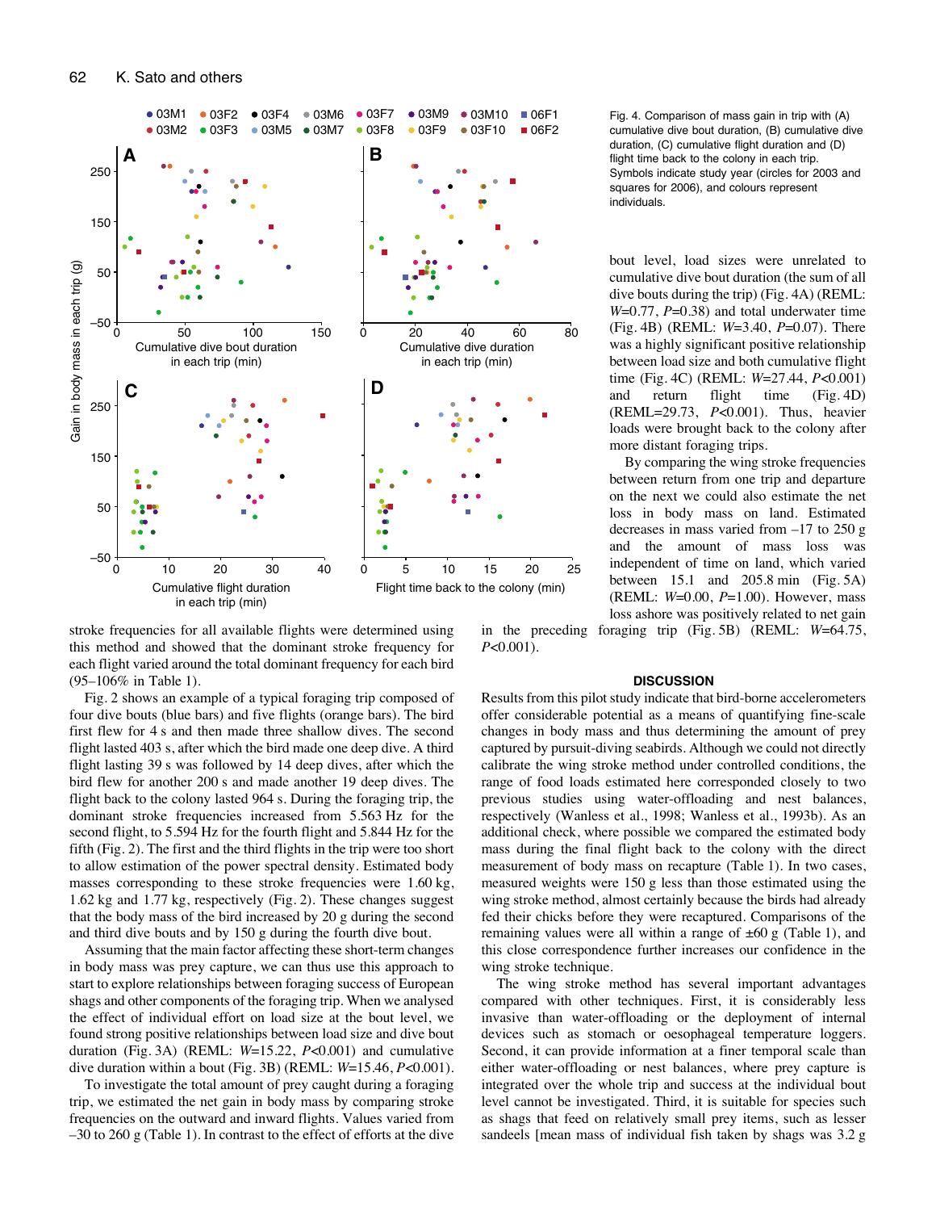Fig. 4. Comparison of mass gain in trip with (A) cumulative dive bout duration, (B) cumulative dive duration, (C) cumulative flight duration and (D) flight time back to the colony in each trip. Symbols indicate study year (circles for 2003 and squares for 2006), and colours represent individuals.

stroke frequencies for all available flights were determined using this method and showed that the dominant stroke frequency for each flight varied around the total dominant frequency for each bird (95–106% in Table 1).

Fig. 2 shows an example of a typical foraging trip composed of four dive bouts (blue bars) and five flights (orange bars). The bird first flew for 4 s and then made three shallow dives. The second flight lasted 403 s, after which the bird made one deep dive. A third flight lasting 39 s was followed by 14 deep dives, after which the bird flew for another 200 s and made another 19 deep dives. The flight back to the colony lasted 964 s. During the foraging trip, the dominant stroke frequencies increased from 5.563 Hz for the second flight, to 5.594 Hz for the fourth flight and 5.844 Hz for the fifth (Fig. 2). The first and the third flights in the trip were too short to allow estimation of the power spectral density. Estimated body masses corresponding to these stroke frequencies were 1.60 kg, 1.62 kg and 1.77 kg, respectively (Fig. 2). These changes suggest that the body mass of the bird increased by 20 g during the second and third dive bouts and by 150 g during the fourth dive bout.

Assuming that the main factor affecting these short-term changes in body mass was prey capture, we can thus use this approach to start to explore relationships between foraging success of European shags and other components of the foraging trip. When we analysed the effect of individual effort on load size at the bout level, we found strong positive relationships between load size and dive bout duration (Fig. 3A) (REML: $W$=15.22, $P$<0.001) and cumulative dive duration within a bout (Fig. 3B) (REML: $W$=15.46, $P$<0.001).

To investigate the total amount of prey caught during a foraging trip, we estimated the net gain in body mass by comparing stroke frequencies on the outward and inward flights. Values varied from –30 to 260 g (Table 1). In contrast to the effect of efforts at the dive bout level, load sizes were unrelated to cumulative dive bout duration (the sum of all dive bouts during the trip) (Fig. 4A) (REML: $W$=0.77, $P$=0.38) and total underwater time (Fig. 4B) (REML: $W$=3.40, $P$=0.07). There was a highly significant positive relationship between load size and both cumulative flight time (Fig. 4C) (REML: $W$=27.44, $P$<0.001) and return flight time (Fig. 4D) (REML=29.73, $P$<0.001). Thus, heavier loads were brought back to the colony after more distant foraging trips.

By comparing the wing stroke frequencies between return from one trip and departure on the next we could also estimate the net loss in body mass on land. Estimated decreases in mass varied from –17 to 250 g and the amount of mass loss was independent of time on land, which varied between 15.1 and 205.8 min (Fig. 5A) (REML: $W$=0.00, $P$=1.00). However, mass loss ashore was positively related to net gain in the preceding foraging trip (Fig. 5B) (REML: $W$=64.75, $P$<0.001).

## DISCUSSION

Results from this pilot study indicate that bird-borne accelerometers offer considerable potential as a means of quantifying fine-scale changes in body mass and thus determining the amount of prey captured by pursuit-diving seabirds. Although we could not directly calibrate the wing stroke method under controlled conditions, the range of food loads estimated here corresponded closely to two previous studies using water-offloading and nest balances, respectively (Wanless et al., 1998; Wanless et al., 1993b). As an additional check, where possible we compared the estimated body mass during the final flight back to the colony with the direct measurement of body mass on recapture (Table 1). In two cases, measured weights were 150 g less than those estimated using the wing stroke method, almost certainly because the birds had already fed their chicks before they were recaptured. Comparisons of the remaining values were all within a range of ±60 g (Table 1), and this close correspondence further increases our confidence in the wing stroke technique.

The wing stroke method has several important advantages compared with other techniques. First, it is considerably less invasive than water-offloading or the deployment of internal devices such as stomach or oesophageal temperature loggers. Second, it can provide information at a finer temporal scale than either water-offloading or nest balances, where prey capture is integrated over the whole trip and success at the individual bout level cannot be investigated. Third, it is suitable for species such as shags that feed on relatively small prey items, such as lesser sandeels [mean mass of individual fish taken by shags was 3.2 g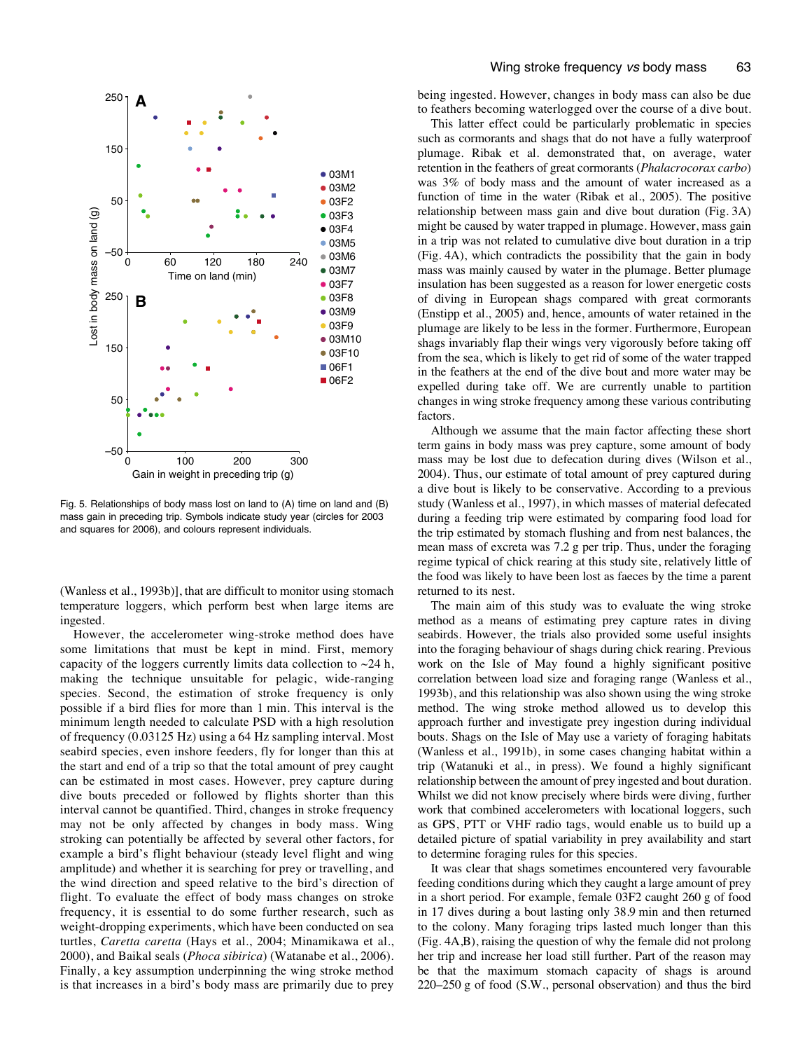Fig. 5. Relationships of body mass lost on land to (A) time on land and (B) mass gain in preceding trip. Symbols indicate study year (circles for 2003 and squares for 2006), and colours represent individuals.

(Wanless et al., 1993b)], that are difficult to monitor using stomach temperature loggers, which perform best when large items are ingested.

However, the accelerometer wing-stroke method does have some limitations that must be kept in mind. First, memory capacity of the loggers currently limits data collection to ~24 h, making the technique unsuitable for pelagic, wide-ranging species. Second, the estimation of stroke frequency is only possible if a bird flies for more than 1 min. This interval is the minimum length needed to calculate PSD with a high resolution of frequency (0.03125 Hz) using a 64 Hz sampling interval. Most seabird species, even inshore feeders, fly for longer than this at the start and end of a trip so that the total amount of prey caught can be estimated in most cases. However, prey capture during dive bouts preceded or followed by flights shorter than this interval cannot be quantified. Third, changes in stroke frequency may not be only affected by changes in body mass. Wing stroking can potentially be affected by several other factors, for example a bird's flight behaviour (steady level flight and wing amplitude) and whether it is searching for prey or travelling, and the wind direction and speed relative to the bird's direction of flight. To evaluate the effect of body mass changes on stroke frequency, it is essential to do some further research, such as weight-dropping experiments, which have been conducted on sea turtles, *Caretta caretta* (Hays et al., 2004; Minamikawa et al., 2000), and Baikal seals (*Phoca sibirica*) (Watanabe et al., 2006). Finally, a key assumption underpinning the wing stroke method is that increases in a bird's body mass are primarily due to prey being ingested. However, changes in body mass can also be due to feathers becoming waterlogged over the course of a dive bout.

This latter effect could be particularly problematic in species such as cormorants and shags that do not have a fully waterproof plumage. Ribak et al. demonstrated that, on average, water retention in the feathers of great cormorants (*Phalacrocorax carbo*) was 3% of body mass and the amount of water increased as a function of time in the water (Ribak et al., 2005). The positive relationship between mass gain and dive bout duration (Fig. 3A) might be caused by water trapped in plumage. However, mass gain in a trip was not related to cumulative dive bout duration in a trip (Fig. 4A), which contradicts the possibility that the gain in body mass was mainly caused by water in the plumage. Better plumage insulation has been suggested as a reason for lower energetic costs of diving in European shags compared with great cormorants (Enstipp et al., 2005) and, hence, amounts of water retained in the plumage are likely to be less in the former. Furthermore, European shags invariably flap their wings very vigorously before taking off from the sea, which is likely to get rid of some of the water trapped in the feathers at the end of the dive bout and more water may be expelled during take off. We are currently unable to partition changes in wing stroke frequency among these various contributing factors.

Although we assume that the main factor affecting these short term gains in body mass was prey capture, some amount of body mass may be lost due to defecation during dives (Wilson et al., 2004). Thus, our estimate of total amount of prey captured during a dive bout is likely to be conservative. According to a previous study (Wanless et al., 1997), in which masses of material defecated during a feeding trip were estimated by comparing food load for the trip estimated by stomach flushing and from nest balances, the mean mass of excreta was 7.2 g per trip. Thus, under the foraging regime typical of chick rearing at this study site, relatively little of the food was likely to have been lost as faeces by the time a parent returned to its nest.

The main aim of this study was to evaluate the wing stroke method as a means of estimating prey capture rates in diving seabirds. However, the trials also provided some useful insights into the foraging behaviour of shags during chick rearing. Previous work on the Isle of May found a highly significant positive correlation between load size and foraging range (Wanless et al., 1993b), and this relationship was also shown using the wing stroke method. The wing stroke method allowed us to develop this approach further and investigate prey ingestion during individual bouts. Shags on the Isle of May use a variety of foraging habitats (Wanless et al., 1991b), in some cases changing habitat within a trip (Watanuki et al., in press). We found a highly significant relationship between the amount of prey ingested and bout duration. Whilst we did not know precisely where birds were diving, further work that combined accelerometers with locational loggers, such as GPS, PTT or VHF radio tags, would enable us to build up a detailed picture of spatial variability in prey availability and start to determine foraging rules for this species.

It was clear that shags sometimes encountered very favourable feeding conditions during which they caught a large amount of prey in a short period. For example, female 03F2 caught 260 g of food in 17 dives during a bout lasting only 38.9 min and then returned to the colony. Many foraging trips lasted much longer than this (Fig. 4A,B), raising the question of why the female did not prolong her trip and increase her load still further. Part of the reason may be that the maximum stomach capacity of shags is around 220–250 g of food (S.W., personal observation) and thus the bird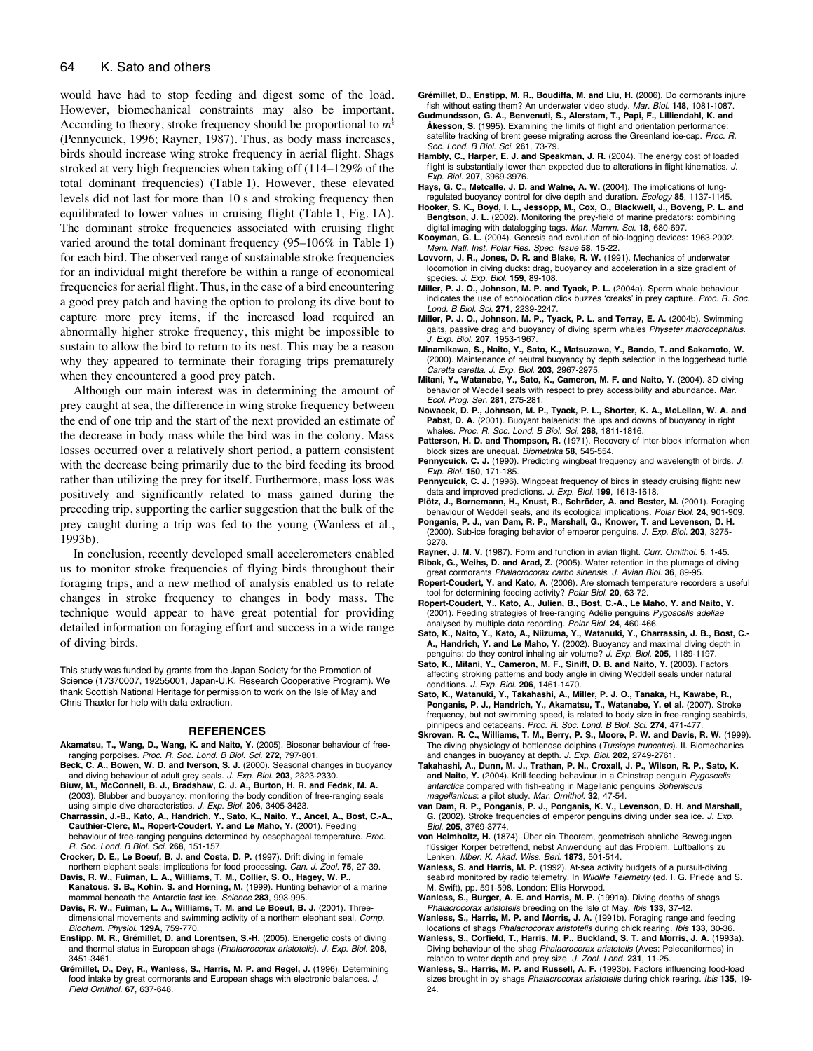would have had to stop feeding and digest some of the load. However, biomechanical constraints may also be important. According to theory, stroke frequency should be proportional to $m^{\frac{1}{6}}$ (Pennycuick, 1996; Rayner, 1987). Thus, as body mass increases, birds should increase wing stroke frequency in aerial flight. Shags stroked at very high frequencies when taking off (114–129% of the total dominant frequencies) (Table 1). However, these elevated levels did not last for more than 10 s and stroking frequency then equilibrated to lower values in cruising flight (Table 1, Fig. 1A). The dominant stroke frequencies associated with cruising flight varied around the total dominant frequency (95–106% in Table 1) for each bird. The observed range of sustainable stroke frequencies for an individual might therefore be within a range of economical frequencies for aerial flight. Thus, in the case of a bird encountering a good prey patch and having the option to prolong its dive bout to capture more prey items, if the increased load required an abnormally higher stroke frequency, this might be impossible to sustain to allow the bird to return to its nest. This may be a reason why they appeared to terminate their foraging trips prematurely when they encountered a good prey patch.

Although our main interest was in determining the amount of prey caught at sea, the difference in wing stroke frequency between the end of one trip and the start of the next provided an estimate of the decrease in body mass while the bird was in the colony. Mass losses occurred over a relatively short period, a pattern consistent with the decrease being primarily due to the bird feeding its brood rather than utilizing the prey for itself. Furthermore, mass loss was positively and significantly related to mass gained during the preceding trip, supporting the earlier suggestion that the bulk of the prey caught during a trip was fed to the young (Wanless et al., 1993b).

In conclusion, recently developed small accelerometers enabled us to monitor stroke frequencies of flying birds throughout their foraging trips, and a new method of analysis enabled us to relate changes in stroke frequency to changes in body mass. The technique would appear to have great potential for providing detailed information on foraging effort and success in a wide range of diving birds.

This study was funded by grants from the Japan Society for the Promotion of Science (17370007, 19255001, Japan-U.K. Research Cooperative Program). We thank Scottish National Heritage for permission to work on the Isle of May and Chris Thaxter for help with data extraction.

## REFERENCES

**Akamatsu, T., Wang, D., Wang, K. and Naito, Y.** (2005). Biosonar behaviour of free-ranging porpoises. *Proc. R. Soc. Lond. B Biol. Sci.* **272**, 797-801.

**Beck, C. A., Bowen, W. D. and Iverson, S. J.** (2000). Seasonal changes in buoyancy and diving behaviour of adult grey seals. *J. Exp. Biol.* **203**, 2323-2330.

**Biuw, M., McConnell, B. J., Bradshaw, C. J. A., Burton, H. R. and Fedak, M. A.** (2003). Blubber and buoyancy: monitoring the body condition of free-ranging seals using simple dive characteristics. *J. Exp. Biol.* **206**, 3405-3423.

**Charrassin, J.-B., Kato, A., Handrich, Y., Sato, K., Naito, Y., Ancel, A., Bost, C.-A., Cauthier-Clerc, M., Ropert-Coudert, Y. and Le Maho, Y.** (2001). Feeding behaviour of free-ranging penguins determined by oesophageal temperature. *Proc. R. Soc. Lond. B Biol. Sci.* **268**, 151-157.

**Crocker, D. E., Le Boeuf, B. J. and Costa, D. P.** (1997). Drift diving in female northern elephant seals: implications for food processing. *Can. J. Zool.* **75**, 27-39.

**Davis, R. W., Fuiman, L. A., Williams, T. M., Collier, S. O., Hagey, W. P., Kanatous, S. B., Kohin, S. and Horning, M.** (1999). Hunting behavior of a marine mammal beneath the Antarctic fast ice. *Science* **283**, 993-995.

**Davis, R. W., Fuiman, L. A., Williams, T. M. and Le Boeuf, B. J.** (2001). Three-dimensional movements and swimming activity of a northern elephant seal. *Comp. Biochem. Physiol.* **129A**, 759-770.

**Enstipp, M. R., Grémillet, D. and Lorentsen, S.-H.** (2005). Energetic costs of diving and thermal status in European shags (*Phalacrocorax aristotelis*). *J. Exp. Biol.* **208**, 3451-3461.

**Grémillet, D., Dey, R., Wanless, S., Harris, M. P. and Regel, J.** (1996). Determining food intake by great cormorants and European shags with electronic balances. *J. Field Ornithol.* **67**, 637-648.

**Grémillet, D., Enstipp, M. R., Boudiffa, M. and Liu, H.** (2006). Do cormorants injure fish without eating them? An underwater video study. *Mar. Biol.* **148**, 1081-1087.

**Gudmundsson, G. A., Benvenuti, S., Alerstam, T., Papi, F., Lilliendahl, K. and Åkesson, S.** (1995). Examining the limits of flight and orientation performance: satellite tracking of brent geese migrating across the Greenland ice-cap. *Proc. R. Soc. Lond. B Biol. Sci.* **261**, 73-79.

**Hambly, C., Harper, E. J. and Speakman, J. R.** (2004). The energy cost of loaded flight is substantially lower than expected due to alterations in flight kinematics. *J. Exp. Biol.* **207**, 3969-3976.

**Hays, G. C., Metcalfe, J. D. and Walne, A. W.** (2004). The implications of lung-regulated buoyancy control for dive depth and duration. *Ecology* **85**, 1137-1145.

**Hooker, S. K., Boyd, I. L., Jessopp, M., Cox, O., Blackwell, J., Boveng, P. L. and Bengtson, J. L.** (2002). Monitoring the prey-field of marine predators: combining digital imaging with datalogging tags. *Mar. Mamm. Sci.* **18**, 680-697.

**Kooyman, G. L.** (2004). Genesis and evolution of bio-logging devices: 1963-2002. *Mem. Natl. Inst. Polar Res. Spec. Issue* **58**, 15-22.

**Lovvorn, J. R., Jones, D. R. and Blake, R. W.** (1991). Mechanics of underwater locomotion in diving ducks: drag, buoyancy and acceleration in a size gradient of species. *J. Exp. Biol.* **159**, 89-108.

**Miller, P. J. O., Johnson, M. P. and Tyack, P. L.** (2004a). Sperm whale behaviour indicates the use of echolocation click buzzes 'creaks' in prey capture. *Proc. R. Soc. Lond. B Biol. Sci.* **271**, 2239-2247.

**Miller, P. J. O., Johnson, M. P., Tyack, P. L. and Terray, E. A.** (2004b). Swimming gaits, passive drag and buoyancy of diving sperm whales *Physeter macrocephalus*. *J. Exp. Biol.* **207**, 1953-1967.

**Minamikawa, S., Naito, Y., Sato, K., Matsuzawa, Y., Bando, T. and Sakamoto, W.** (2000). Maintenance of neutral buoyancy by depth selection in the loggerhead turtle *Caretta caretta*. *J. Exp. Biol.* **203**, 2967-2975.

**Mitani, Y., Watanabe, Y., Sato, K., Cameron, M. F. and Naito, Y.** (2004). 3D diving behavior of Weddell seals with respect to prey accessibility and abundance. *Mar. Ecol. Prog. Ser.* **281**, 275-281.

**Nowacek, D. P., Johnson, M. P., Tyack, P. L., Shorter, K. A., McLellan, W. A. and Pabst, D. A.** (2001). Buoyant balaenids: the ups and downs of buoyancy in right whales. *Proc. R. Soc. Lond. B Biol. Sci.* **268**, 1811-1816.

**Patterson, H. D. and Thompson, R.** (1971). Recovery of inter-block information when block sizes are unequal. *Biometrika* **58**, 545-554.

**Pennycuick, C. J.** (1990). Predicting wingbeat frequency and wavelength of birds. *J. Exp. Biol.* **150**, 171-185.

**Pennycuick, C. J.** (1996). Wingbeat frequency of birds in steady cruising flight: new data and improved predictions. *J. Exp. Biol.* **199**, 1613-1618.

**Plötz, J., Bornemann, H., Knust, R., Schröder, A. and Bester, M.** (2001). Foraging behaviour of Weddell seals, and its ecological implications. *Polar Biol.* **24**, 901-909.

**Ponganis, P. J., van Dam, R. P., Marshall, G., Knower, T. and Levenson, D. H.** (2000). Sub-ice foraging behavior of emperor penguins. *J. Exp. Biol.* **203**, 3275-3278.

**Rayner, J. M. V.** (1987). Form and function in avian flight. *Curr. Ornithol.* **5**, 1-45.

**Ribak, G., Weihs, D. and Arad, Z.** (2005). Water retention in the plumage of diving great cormorants *Phalacrocorax carbo sinensis*. *J. Avian Biol.* **36**, 89-95.

**Ropert-Coudert, Y. and Kato, A.** (2006). Are stomach temperature recorders a useful tool for determining feeding activity? *Polar Biol.* **20**, 63-72.

**Ropert-Coudert, Y., Kato, A., Julien, B., Bost, C.-A., Le Maho, Y. and Naito, Y.** (2001). Feeding strategies of free-ranging Adélie penguins *Pygoscelis adeliae* analysed by multiple data recording. *Polar Biol.* **24**, 460-466.

**Sato, K., Naito, Y., Kato, A., Niizuma, Y., Watanuki, Y., Charrassin, J. B., Bost, C.-A., Handrich, Y. and Le Maho, Y.** (2002). Buoyancy and maximal diving depth in penguins: do they control inhaling air volume? *J. Exp. Biol.* **205**, 1189-1197.

**Sato, K., Mitani, Y., Cameron, M. F., Siniff, D. B. and Naito, Y.** (2003). Factors affecting stroking patterns and body angle in diving Weddell seals under natural conditions. *J. Exp. Biol.* **206**, 1461-1470.

**Sato, K., Watanuki, Y., Takahashi, A., Miller, P. J. O., Tanaka, H., Kawabe, R., Ponganis, P. J., Handrich, Y., Akamatsu, T., Watanabe, Y. et al.** (2007). Stroke frequency, but not swimming speed, is related to body size in free-ranging seabirds, pinnipeds and cetaceans. *Proc. R. Soc. Lond. B Biol. Sci.* **274**, 471-477.

**Skrovan, R. C., Williams, T. M., Berry, P. S., Moore, P. W. and Davis, R. W.** (1999). The diving physiology of bottlenose dolphins (*Tursiops truncatus*). II. Biomechanics and changes in buoyancy at depth. *J. Exp. Biol.* **202**, 2749-2761.

**Takahashi, A., Dunn, M. J., Trathan, P. N., Croxall, J. P., Wilson, R. P., Sato, K. and Naito, Y.** (2004). Krill-feeding behaviour in a Chinstrap penguin *Pygoscelis antarctica* compared with fish-eating in Magellanic penguins *Spheniscus magellanicus*: a pilot study. *Mar. Ornithol.* **32**, 47-54.

**van Dam, R. P., Ponganis, P. J., Ponganis, K. V., Levenson, D. H. and Marshall, G.** (2002). Stroke frequencies of emperor penguins diving under sea ice. *J. Exp. Biol.* **205**, 3769-3774.

**von Helmholtz, H.** (1874). Über ein Theorem, geometrisch ahnliche Bewegungen flüssiger Korper betreffend, nebst Anwendung auf das Problem, Luftballons zu Lenken. *Mber. K. Akad. Wiss. Berl.* **1873**, 501-514.

**Wanless, S. and Harris, M. P.** (1992). At-sea activity budgets of a pursuit-diving seabird monitored by radio telemetry. In *Wildlife Telemetry* (ed. I. G. Priede and S. M. Swift), pp. 591-598. London: Ellis Horwood.

**Wanless, S., Burger, A. E. and Harris, M. P.** (1991a). Diving depths of shags *Phalacrocorax aristotelis* breeding on the Isle of May. *Ibis* **133**, 37-42.

**Wanless, S., Harris, M. P. and Morris, J. A.** (1991b). Foraging range and feeding locations of shags *Phalacrocorax aristotelis* during chick rearing. *Ibis* **133**, 30-36.

**Wanless, S., Corfield, T., Harris, M. P., Buckland, S. T. and Morris, J. A.** (1993a). Diving behaviour of the shag *Phalacrocorax aristotelis* (Aves: Pelecaniformes) in relation to water depth and prey size. *J. Zool. Lond.* **231**, 11-25.

**Wanless, S., Harris, M. P. and Russell, A. F.** (1993b). Factors influencing food-load sizes brought in by shags *Phalacrocorax aristotelis* during chick rearing. *Ibis* **135**, 19-24.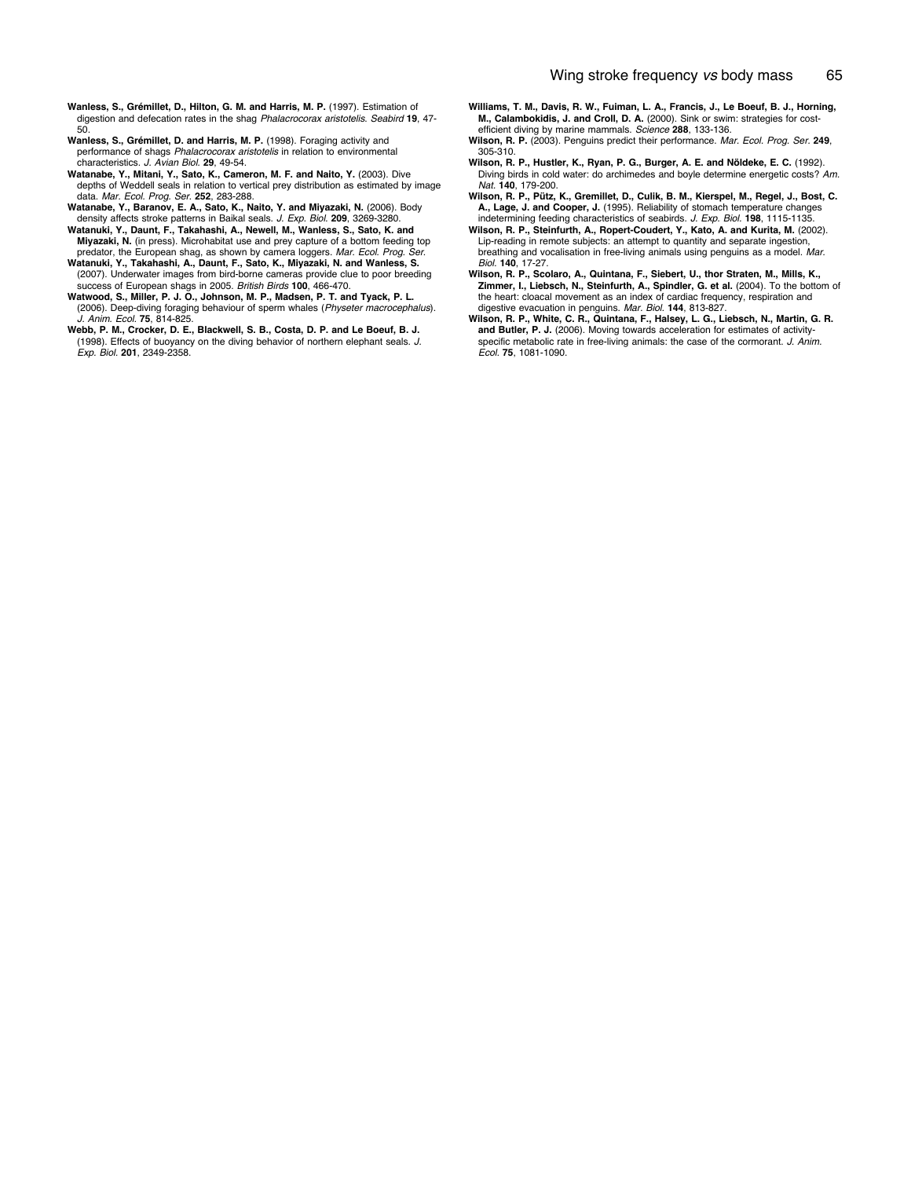**Wanless, S., Grémillet, D., Hilton, G. M. and Harris, M. P.** (1997). Estimation of digestion and defecation rates in the shag *Phalacrocorax aristotelis*. *Seabird* **19**, 47-50.

**Wanless, S., Grémillet, D. and Harris, M. P.** (1998). Foraging activity and performance of shags *Phalacrocorax aristotelis* in relation to environmental characteristics. *J. Avian Biol.* **29**, 49-54.

**Watanabe, Y., Mitani, Y., Sato, K., Cameron, M. F. and Naito, Y.** (2003). Dive depths of Weddell seals in relation to vertical prey distribution as estimated by image data. *Mar. Ecol. Prog. Ser.* **252**, 283-288.

**Watanabe, Y., Baranov, E. A., Sato, K., Naito, Y. and Miyazaki, N.** (2006). Body density affects stroke patterns in Baikal seals. *J. Exp. Biol.* **209**, 3269-3280.

**Watanuki, Y., Daunt, F., Takahashi, A., Newell, M., Wanless, S., Sato, K. and Miyazaki, N.** (in press). Microhabitat use and prey capture of a bottom feeding top predator, the European shag, as shown by camera loggers. *Mar. Ecol. Prog. Ser.*

**Watanuki, Y., Takahashi, A., Daunt, F., Sato, K., Miyazaki, N. and Wanless, S.** (2007). Underwater images from bird-borne cameras provide clue to poor breeding success of European shags in 2005. *British Birds* **100**, 466-470.

**Watwood, S., Miller, P. J. O., Johnson, M. P., Madsen, P. T. and Tyack, P. L.** (2006). Deep-diving foraging behaviour of sperm whales (*Physeter macrocephalus*). *J. Anim. Ecol.* **75**, 814-825.

**Webb, P. M., Crocker, D. E., Blackwell, S. B., Costa, D. P. and Le Boeuf, B. J.** (1998). Effects of buoyancy on the diving behavior of northern elephant seals. *J. Exp. Biol.* **201**, 2349-2358.

**Williams, T. M., Davis, R. W., Fuiman, L. A., Francis, J., Le Boeuf, B. J., Horning, M., Calambokidis, J. and Croll, D. A.** (2000). Sink or swim: strategies for cost-efficient diving by marine mammals. *Science* **288**, 133-136.

**Wilson, R. P.** (2003). Penguins predict their performance. *Mar. Ecol. Prog. Ser.* **249**, 305-310.

**Wilson, R. P., Hustler, K., Ryan, P. G., Burger, A. E. and Nöldeke, E. C.** (1992). Diving birds in cold water: do archimedes and boyle determine energetic costs? *Am. Nat.* **140**, 179-200.

**Wilson, R. P., Pütz, K., Gremillet, D., Culik, B. M., Kierspel, M., Regel, J., Bost, C. A., Lage, J. and Cooper, J.** (1995). Reliability of stomach temperature changes indetermining feeding characteristics of seabirds. *J. Exp. Biol.* **198**, 1115-1135.

**Wilson, R. P., Steinfurth, A., Ropert-Coudert, Y., Kato, A. and Kurita, M.** (2002). Lip-reading in remote subjects: an attempt to quantity and separate ingestion, breathing and vocalisation in free-living animals using penguins as a model. *Mar. Biol.* **140**, 17-27.

**Wilson, R. P., Scolaro, A., Quintana, F., Siebert, U., thor Straten, M., Mills, K., Zimmer, I., Liebsch, N., Steinfurth, A., Spindler, G. et al.** (2004). To the bottom of the heart: cloacal movement as an index of cardiac frequency, respiration and digestive evacuation in penguins. *Mar. Biol.* **144**, 813-827.

**Wilson, R. P., White, C. R., Quintana, F., Halsey, L. G., Liebsch, N., Martin, G. R. and Butler, P. J.** (2006). Moving towards acceleration for estimates of activity-specific metabolic rate in free-living animals: the case of the cormorant. *J. Anim. Ecol.* **75**, 1081-1090.